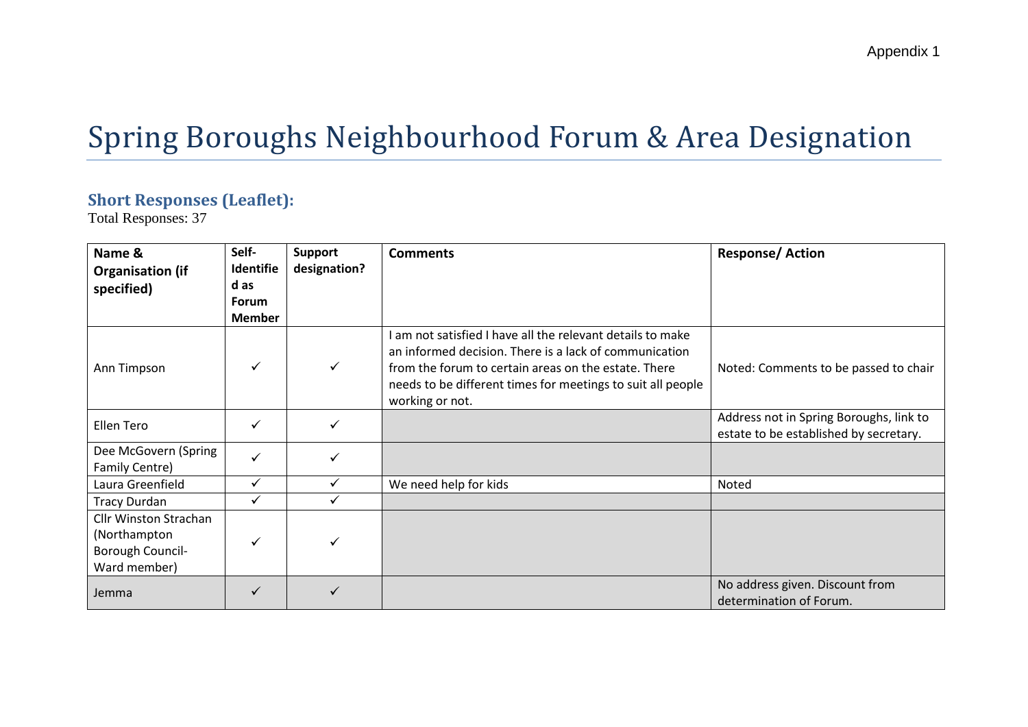Appendix 1

# Spring Boroughs Neighbourhood Forum & Area Designation

## Short Responses (Leaflet):

Total Responses: 37

| Name & Organisation (if specified) | Self-Identified as Forum Member | Support designation? | Comments | Response/ Action |
| --- | --- | --- | --- | --- |
| Ann Timpson | ✓ | ✓ | I am not satisfied I have all the relevant details to make an informed decision. There is a lack of communication from the forum to certain areas on the estate. There needs to be different times for meetings to suit all people working or not. | Noted: Comments to be passed to chair |
| Ellen Tero | ✓ | ✓ | | Address not in Spring Boroughs, link to estate to be established by secretary. |
| Dee McGovern (Spring Family Centre) | ✓ | ✓ | | |
| Laura Greenfield | ✓ | ✓ | We need help for kids | Noted |
| Tracy Durdan | ✓ | ✓ | | |
| Cllr Winston Strachan (Northampton Borough Council- Ward member) | ✓ | ✓ | | |
| Jemma | ✓ | ✓ | | No address given. Discount from determination of Forum. |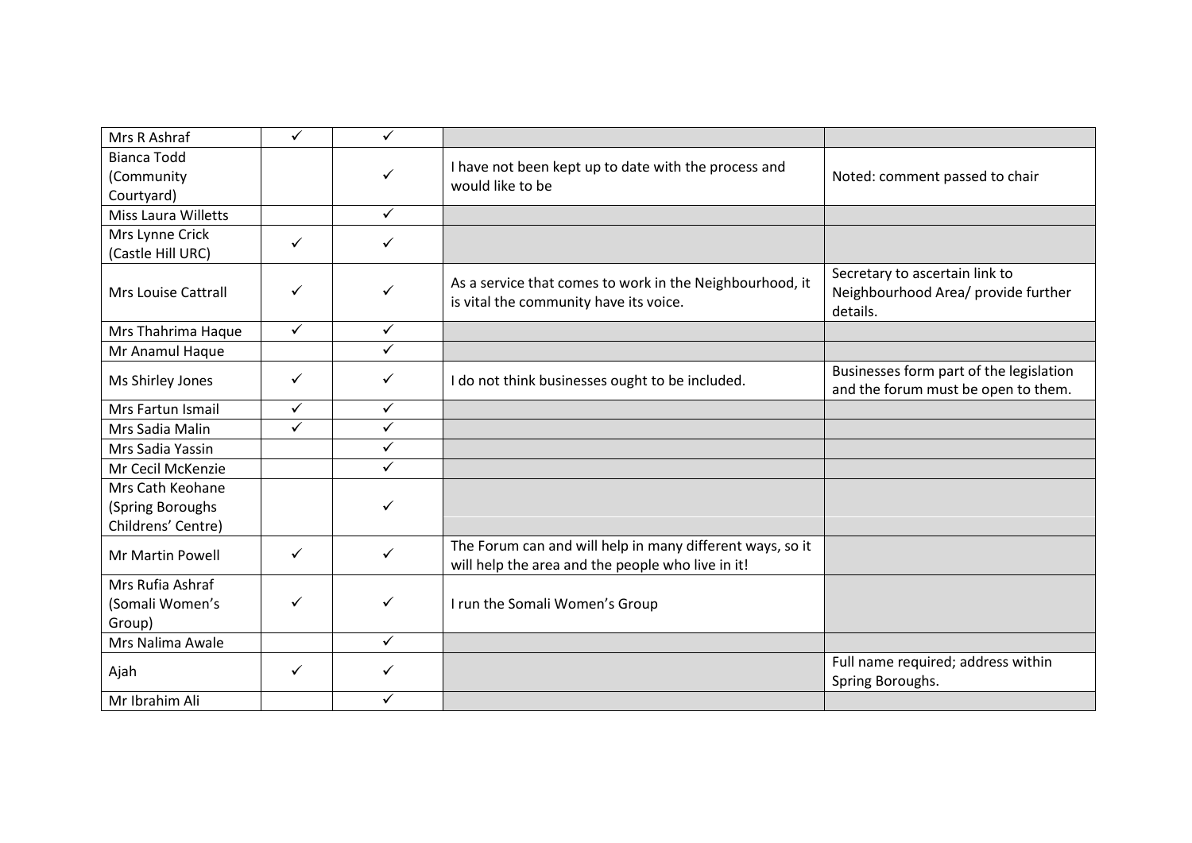| | | | | |
|---|---|---|---|---|
| Mrs R Ashraf | ✓ | ✓ | | |
| Bianca Todd (Community Courtyard) | | ✓ | I have not been kept up to date with the process and would like to be | Noted: comment passed to chair |
| Miss Laura Willetts | | ✓ | | |
| Mrs Lynne Crick (Castle Hill URC) | ✓ | ✓ | | |
| Mrs Louise Cattrall | ✓ | ✓ | As a service that comes to work in the Neighbourhood, it is vital the community have its voice. | Secretary to ascertain link to Neighbourhood Area/ provide further details. |
| Mrs Thahrima Haque | ✓ | ✓ | | |
| Mr Anamul Haque | | ✓ | | |
| Ms Shirley Jones | ✓ | ✓ | I do not think businesses ought to be included. | Businesses form part of the legislation and the forum must be open to them. |
| Mrs Fartun Ismail | ✓ | ✓ | | |
| Mrs Sadia Malin | ✓ | ✓ | | |
| Mrs Sadia Yassin | | ✓ | | |
| Mr Cecil McKenzie | | ✓ | | |
| Mrs Cath Keohane (Spring Boroughs Childrens' Centre) | | ✓ | | |
| Mr Martin Powell | ✓ | ✓ | The Forum can and will help in many different ways, so it will help the area and the people who live in it! | |
| Mrs Rufia Ashraf (Somali Women's Group) | ✓ | ✓ | I run the Somali Women's Group | |
| Mrs Nalima Awale | | ✓ | | |
| Ajah | ✓ | ✓ | | Full name required; address within Spring Boroughs. |
| Mr Ibrahim Ali | | ✓ | | |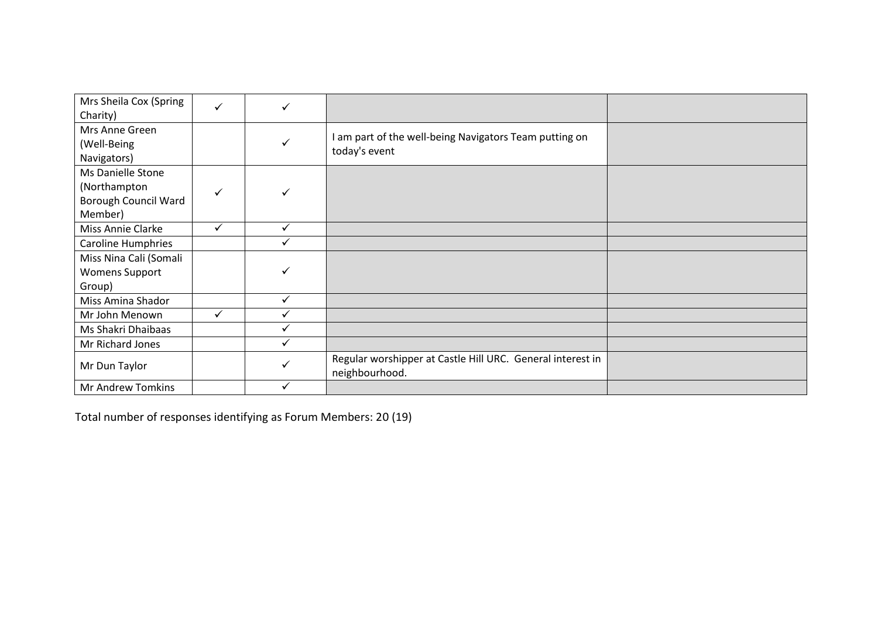| | | | | |
|---|---|---|---|---|
| Mrs Sheila Cox (Spring Charity) | ✓ | ✓ | | |
| Mrs Anne Green (Well-Being Navigators) | | ✓ | I am part of the well-being Navigators Team putting on today's event | |
| Ms Danielle Stone (Northampton Borough Council Ward Member) | ✓ | ✓ | | |
| Miss Annie Clarke | ✓ | ✓ | | |
| Caroline Humphries | | ✓ | | |
| Miss Nina Cali (Somali Womens Support Group) | | ✓ | | |
| Miss Amina Shador | | ✓ | | |
| Mr John Menown | ✓ | ✓ | | |
| Ms Shakri Dhaibaas | | ✓ | | |
| Mr Richard Jones | | ✓ | | |
| Mr Dun Taylor | | ✓ | Regular worshipper at Castle Hill URC. General interest in neighbourhood. | |
| Mr Andrew Tomkins | | ✓ | | |

Total number of responses identifying as Forum Members: 20 (19)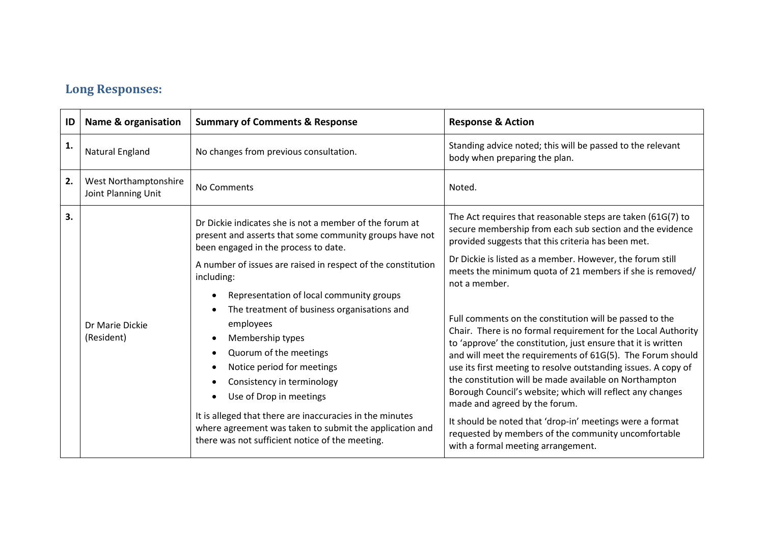## Long Responses:

| ID | Name & organisation | Summary of Comments & Response | Response & Action |
|---|---|---|---|
| 1. | Natural England | No changes from previous consultation. | Standing advice noted; this will be passed to the relevant body when preparing the plan. |
| 2. | West Northamptonshire Joint Planning Unit | No Comments | Noted. |
| 3. | Dr Marie Dickie (Resident) | Dr Dickie indicates she is not a member of the forum at present and asserts that some community groups have not been engaged in the process to date.<br><br>A number of issues are raised in respect of the constitution including:<br>• Representation of local community groups<br>• The treatment of business organisations and employees<br>• Membership types<br>• Quorum of the meetings<br>• Notice period for meetings<br>• Consistency in terminology<br>• Use of Drop in meetings<br><br>It is alleged that there are inaccuracies in the minutes where agreement was taken to submit the application and there was not sufficient notice of the meeting. | The Act requires that reasonable steps are taken (61G(7) to secure membership from each sub section and the evidence provided suggests that this criteria has been met.<br><br>Dr Dickie is listed as a member. However, the forum still meets the minimum quota of 21 members if she is removed/ not a member.<br><br>Full comments on the constitution will be passed to the Chair. There is no formal requirement for the Local Authority to 'approve' the constitution, just ensure that it is written and will meet the requirements of 61G(5). The Forum should use its first meeting to resolve outstanding issues. A copy of the constitution will be made available on Northampton Borough Council's website; which will reflect any changes made and agreed by the forum.<br><br>It should be noted that 'drop-in' meetings were a format requested by members of the community uncomfortable with a formal meeting arrangement. |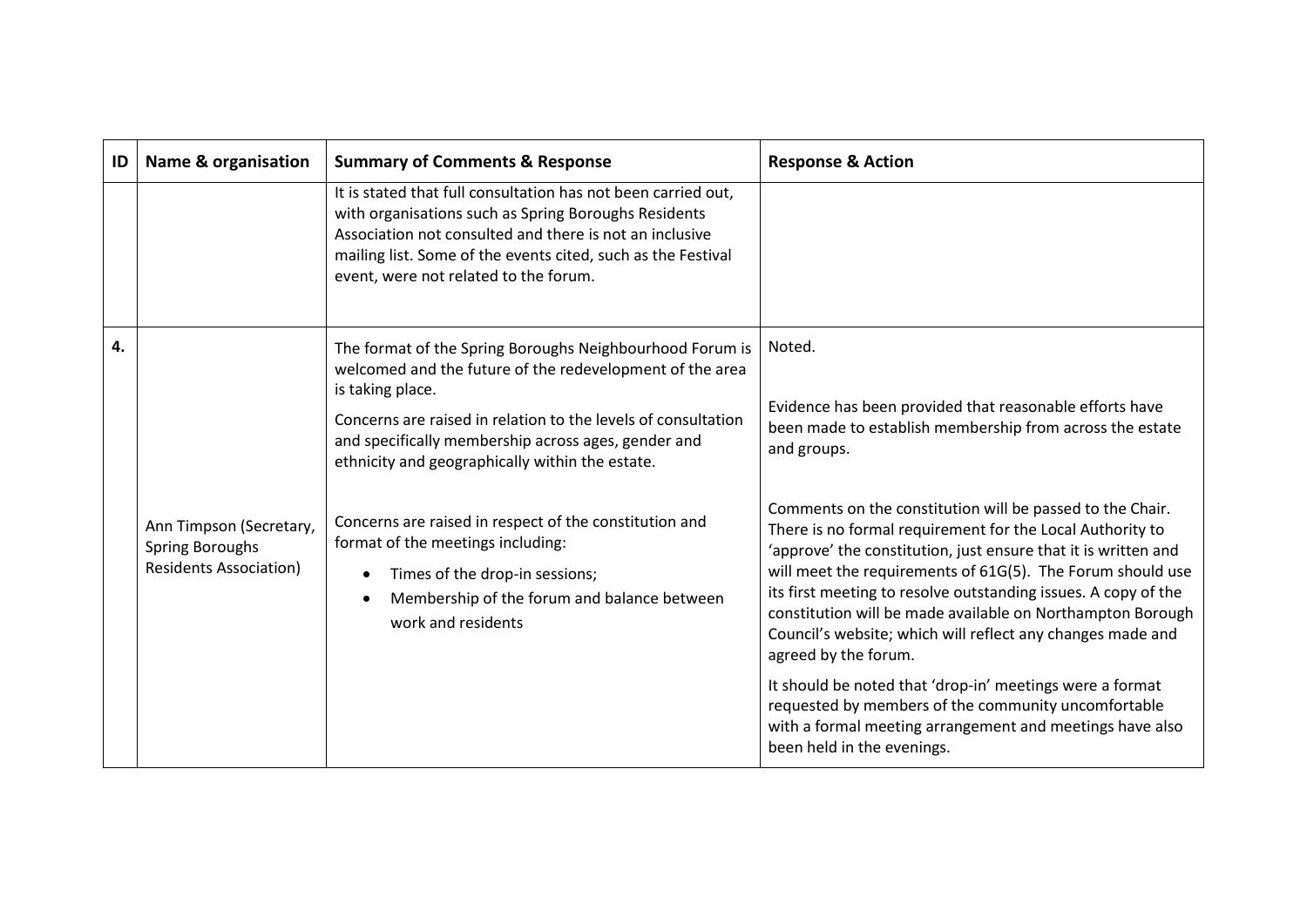| ID | Name & organisation | Summary of Comments & Response | Response & Action |
|---|---|---|---|
| | | It is stated that full consultation has not been carried out, with organisations such as Spring Boroughs Residents Association not consulted and there is not an inclusive mailing list. Some of the events cited, such as the Festival event, were not related to the forum. | |
| **4.** | Ann Timpson (Secretary, Spring Boroughs Residents Association) | The format of the Spring Boroughs Neighbourhood Forum is welcomed and the future of the redevelopment of the area is taking place.<br><br>Concerns are raised in relation to the levels of consultation and specifically membership across ages, gender and ethnicity and geographically within the estate.<br><br>Concerns are raised in respect of the constitution and format of the meetings including:<br>• Times of the drop-in sessions;<br>• Membership of the forum and balance between work and residents | Noted.<br><br>Evidence has been provided that reasonable efforts have been made to establish membership from across the estate and groups.<br><br>Comments on the constitution will be passed to the Chair. There is no formal requirement for the Local Authority to 'approve' the constitution, just ensure that it is written and will meet the requirements of 61G(5). The Forum should use its first meeting to resolve outstanding issues. A copy of the constitution will be made available on Northampton Borough Council's website; which will reflect any changes made and agreed by the forum.<br><br>It should be noted that 'drop-in' meetings were a format requested by members of the community uncomfortable with a formal meeting arrangement and meetings have also been held in the evenings. |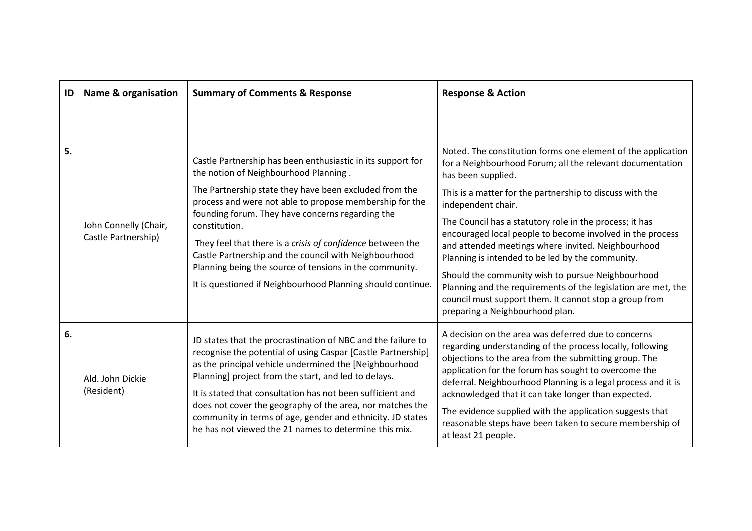| ID | Name & organisation | Summary of Comments & Response | Response & Action |
|---|---|---|---|
| | | | |
| 5. | John Connelly (Chair, Castle Partnership) | Castle Partnership has been enthusiastic in its support for the notion of Neighbourhood Planning . The Partnership state they have been excluded from the process and were not able to propose membership for the founding forum. They have concerns regarding the constitution. They feel that there is a *crisis of confidence* between the Castle Partnership and the council with Neighbourhood Planning being the source of tensions in the community. It is questioned if Neighbourhood Planning should continue. | Noted. The constitution forms one element of the application for a Neighbourhood Forum; all the relevant documentation has been supplied. This is a matter for the partnership to discuss with the independent chair. The Council has a statutory role in the process; it has encouraged local people to become involved in the process and attended meetings where invited. Neighbourhood Planning is intended to be led by the community. Should the community wish to pursue Neighbourhood Planning and the requirements of the legislation are met, the council must support them. It cannot stop a group from preparing a Neighbourhood plan. |
| 6. | Ald. John Dickie (Resident) | JD states that the procrastination of NBC and the failure to recognise the potential of using Caspar [Castle Partnership] as the principal vehicle undermined the [Neighbourhood Planning] project from the start, and led to delays. It is stated that consultation has not been sufficient and does not cover the geography of the area, nor matches the community in terms of age, gender and ethnicity. JD states he has not viewed the 21 names to determine this mix. | A decision on the area was deferred due to concerns regarding understanding of the process locally, following objections to the area from the submitting group. The application for the forum has sought to overcome the deferral. Neighbourhood Planning is a legal process and it is acknowledged that it can take longer than expected. The evidence supplied with the application suggests that reasonable steps have been taken to secure membership of at least 21 people. |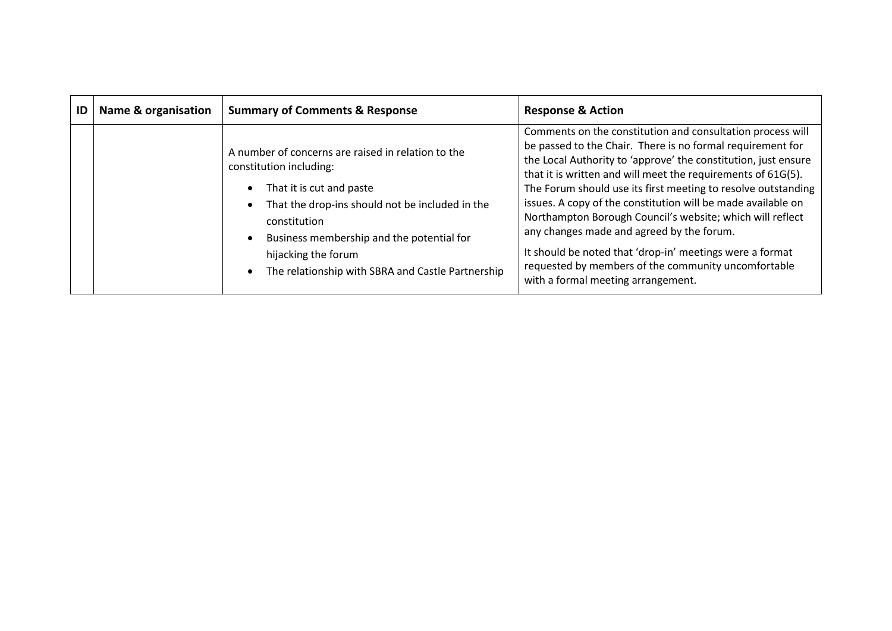| ID | Name & organisation | Summary of Comments & Response | Response & Action |
|---|---|---|---|
| | | A number of concerns are raised in relation to the constitution including:<br>• That it is cut and paste<br>• That the drop-ins should not be included in the constitution<br>• Business membership and the potential for hijacking the forum<br>• The relationship with SBRA and Castle Partnership | Comments on the constitution and consultation process will be passed to the Chair. There is no formal requirement for the Local Authority to 'approve' the constitution, just ensure that it is written and will meet the requirements of 61G(5). The Forum should use its first meeting to resolve outstanding issues. A copy of the constitution will be made available on Northampton Borough Council's website; which will reflect any changes made and agreed by the forum.<br><br>It should be noted that 'drop-in' meetings were a format requested by members of the community uncomfortable with a formal meeting arrangement. |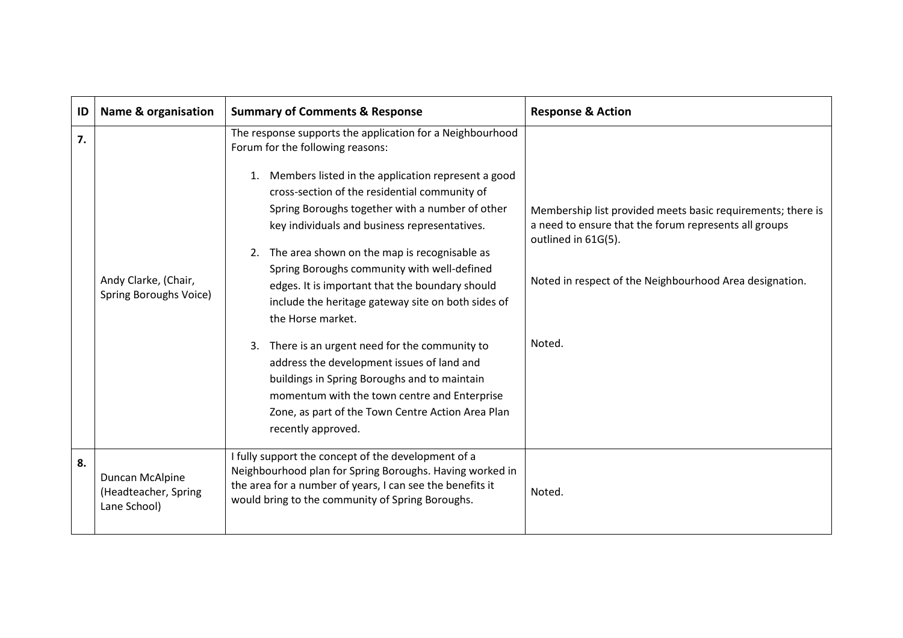| ID | Name & organisation | Summary of Comments & Response | Response & Action |
|---|---|---|---|
| 7. | Andy Clarke, (Chair, Spring Boroughs Voice) | The response supports the application for a Neighbourhood Forum for the following reasons:<br><br>1. Members listed in the application represent a good cross-section of the residential community of Spring Boroughs together with a number of other key individuals and business representatives.<br><br>2. The area shown on the map is recognisable as Spring Boroughs community with well-defined edges. It is important that the boundary should include the heritage gateway site on both sides of the Horse market.<br><br>3. There is an urgent need for the community to address the development issues of land and buildings in Spring Boroughs and to maintain momentum with the town centre and Enterprise Zone, as part of the Town Centre Action Area Plan recently approved. | Membership list provided meets basic requirements; there is a need to ensure that the forum represents all groups outlined in 61G(5).<br><br>Noted in respect of the Neighbourhood Area designation.<br><br>Noted. |
| 8. | Duncan McAlpine (Headteacher, Spring Lane School) | I fully support the concept of the development of a Neighbourhood plan for Spring Boroughs. Having worked in the area for a number of years, I can see the benefits it would bring to the community of Spring Boroughs. | Noted. |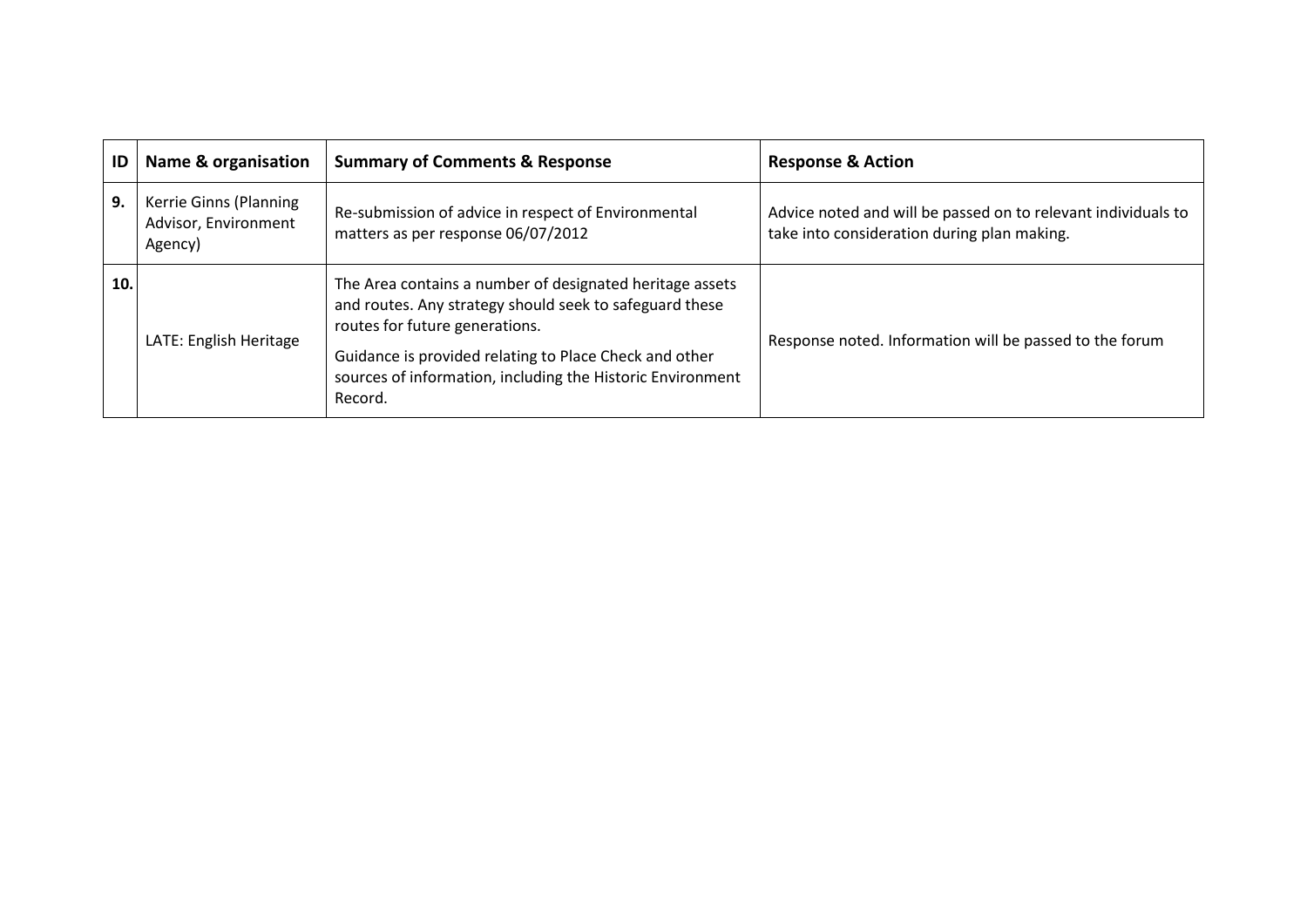| ID | Name & organisation | Summary of Comments & Response | Response & Action |
|---|---|---|---|
| 9. | Kerrie Ginns (Planning Advisor, Environment Agency) | Re-submission of advice in respect of Environmental matters as per response 06/07/2012 | Advice noted and will be passed on to relevant individuals to take into consideration during plan making. |
| 10. | LATE: English Heritage | The Area contains a number of designated heritage assets and routes. Any strategy should seek to safeguard these routes for future generations.<br><br>Guidance is provided relating to Place Check and other sources of information, including the Historic Environment Record. | Response noted. Information will be passed to the forum |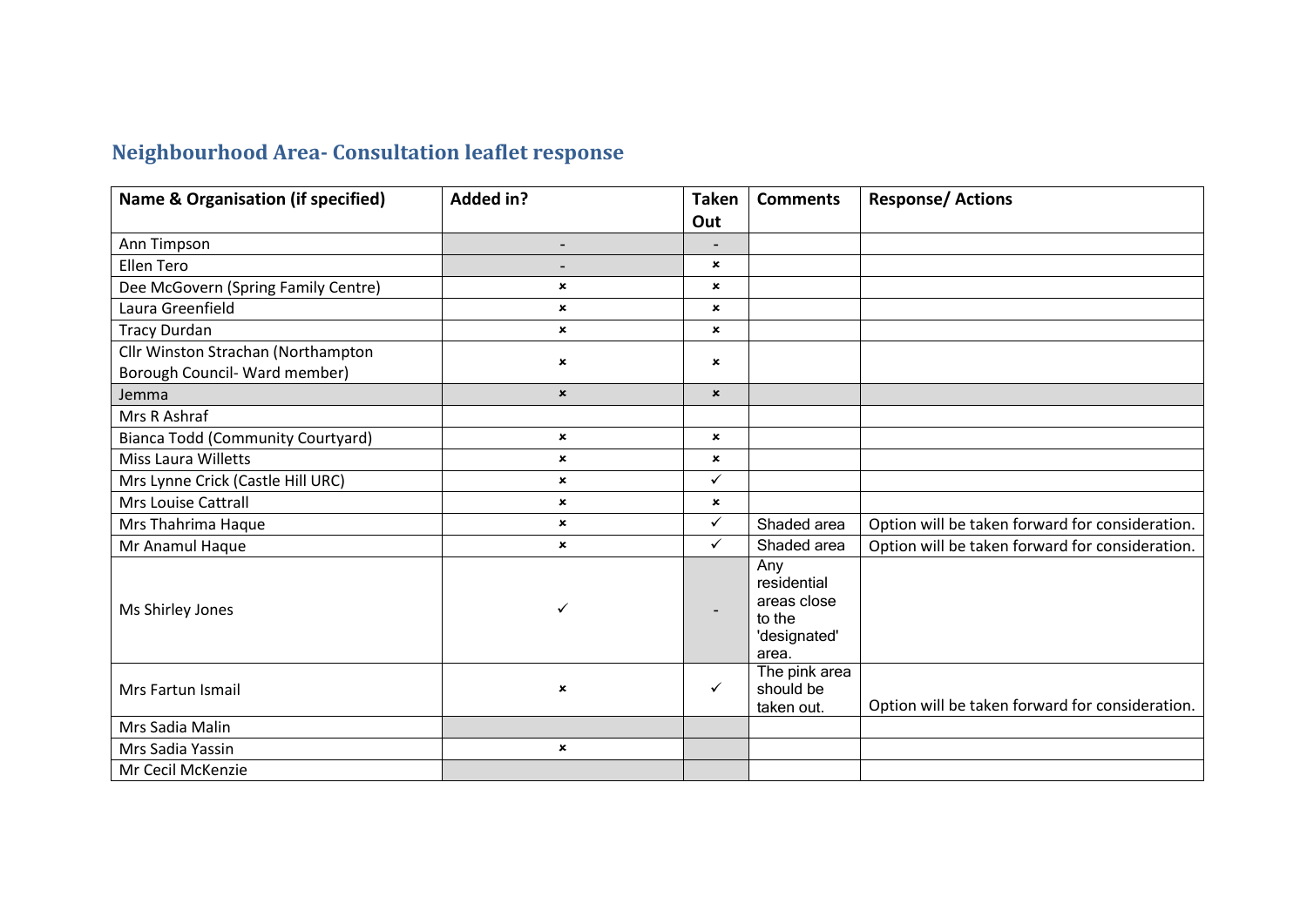## Neighbourhood Area- Consultation leaflet response

| Name & Organisation (if specified) | Added in? | Taken Out | Comments | Response/ Actions |
|---|---|---|---|---|
| Ann Timpson | - | - | | |
| Ellen Tero | - | × | | |
| Dee McGovern (Spring Family Centre) | × | × | | |
| Laura Greenfield | × | × | | |
| Tracy Durdan | × | × | | |
| Cllr Winston Strachan (Northampton Borough Council- Ward member) | × | × | | |
| Jemma | × | × | | |
| Mrs R Ashraf | | | | |
| Bianca Todd (Community Courtyard) | × | × | | |
| Miss Laura Willetts | × | × | | |
| Mrs Lynne Crick (Castle Hill URC) | × | ✓ | | |
| Mrs Louise Cattrall | × | × | | |
| Mrs Thahrima Haque | × | ✓ | Shaded area | Option will be taken forward for consideration. |
| Mr Anamul Haque | × | ✓ | Shaded area | Option will be taken forward for consideration. |
| Ms Shirley Jones | ✓ | - | Any residential areas close to the 'designated' area. | |
| Mrs Fartun Ismail | × | ✓ | The pink area should be taken out. | Option will be taken forward for consideration. |
| Mrs Sadia Malin | | | | |
| Mrs Sadia Yassin | × | | | |
| Mr Cecil McKenzie | | | | |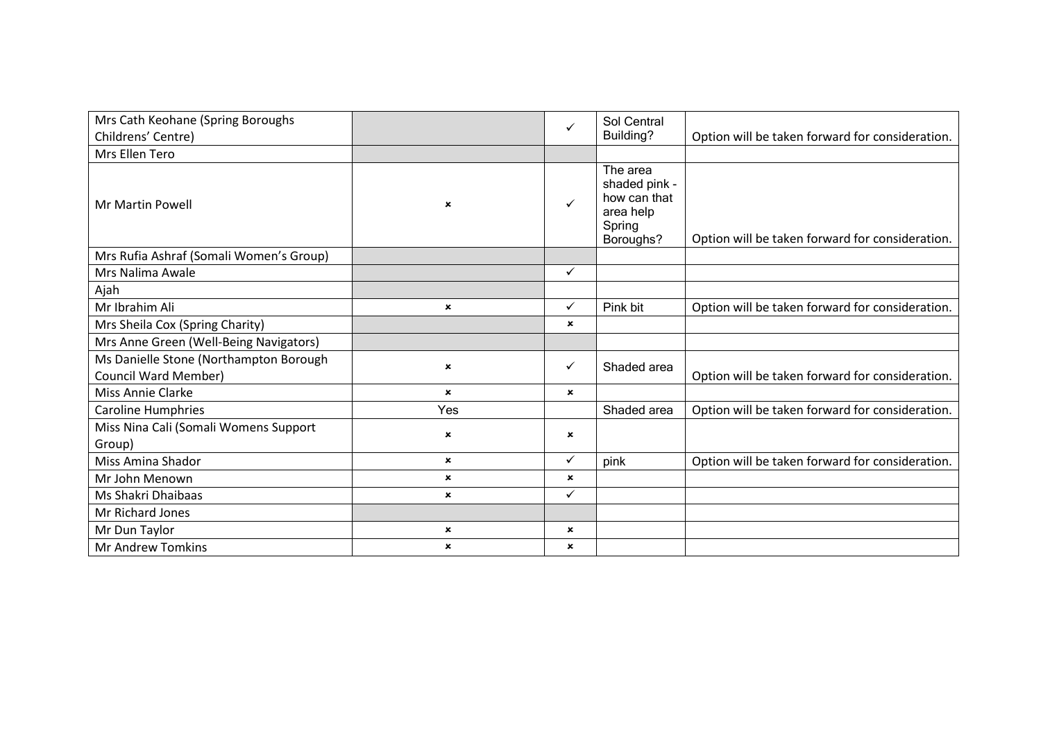| | | | | |
|---|---|---|---|---|
| Mrs Cath Keohane (Spring Boroughs Childrens' Centre) | | ✓ | Sol Central Building? | Option will be taken forward for consideration. |
| Mrs Ellen Tero | | | | |
| Mr Martin Powell | × | ✓ | The area shaded pink - how can that area help Spring Boroughs? | Option will be taken forward for consideration. |
| Mrs Rufia Ashraf (Somali Women's Group) | | | | |
| Mrs Nalima Awale | | ✓ | | |
| Ajah | | | | |
| Mr Ibrahim Ali | × | ✓ | Pink bit | Option will be taken forward for consideration. |
| Mrs Sheila Cox (Spring Charity) | | × | | |
| Mrs Anne Green (Well-Being Navigators) | | | | |
| Ms Danielle Stone (Northampton Borough Council Ward Member) | × | ✓ | Shaded area | Option will be taken forward for consideration. |
| Miss Annie Clarke | × | × | | |
| Caroline Humphries | Yes | | Shaded area | Option will be taken forward for consideration. |
| Miss Nina Cali (Somali Womens Support Group) | × | × | | |
| Miss Amina Shador | × | ✓ | pink | Option will be taken forward for consideration. |
| Mr John Menown | × | × | | |
| Ms Shakri Dhaibaas | × | ✓ | | |
| Mr Richard Jones | | | | |
| Mr Dun Taylor | × | × | | |
| Mr Andrew Tomkins | × | × | | |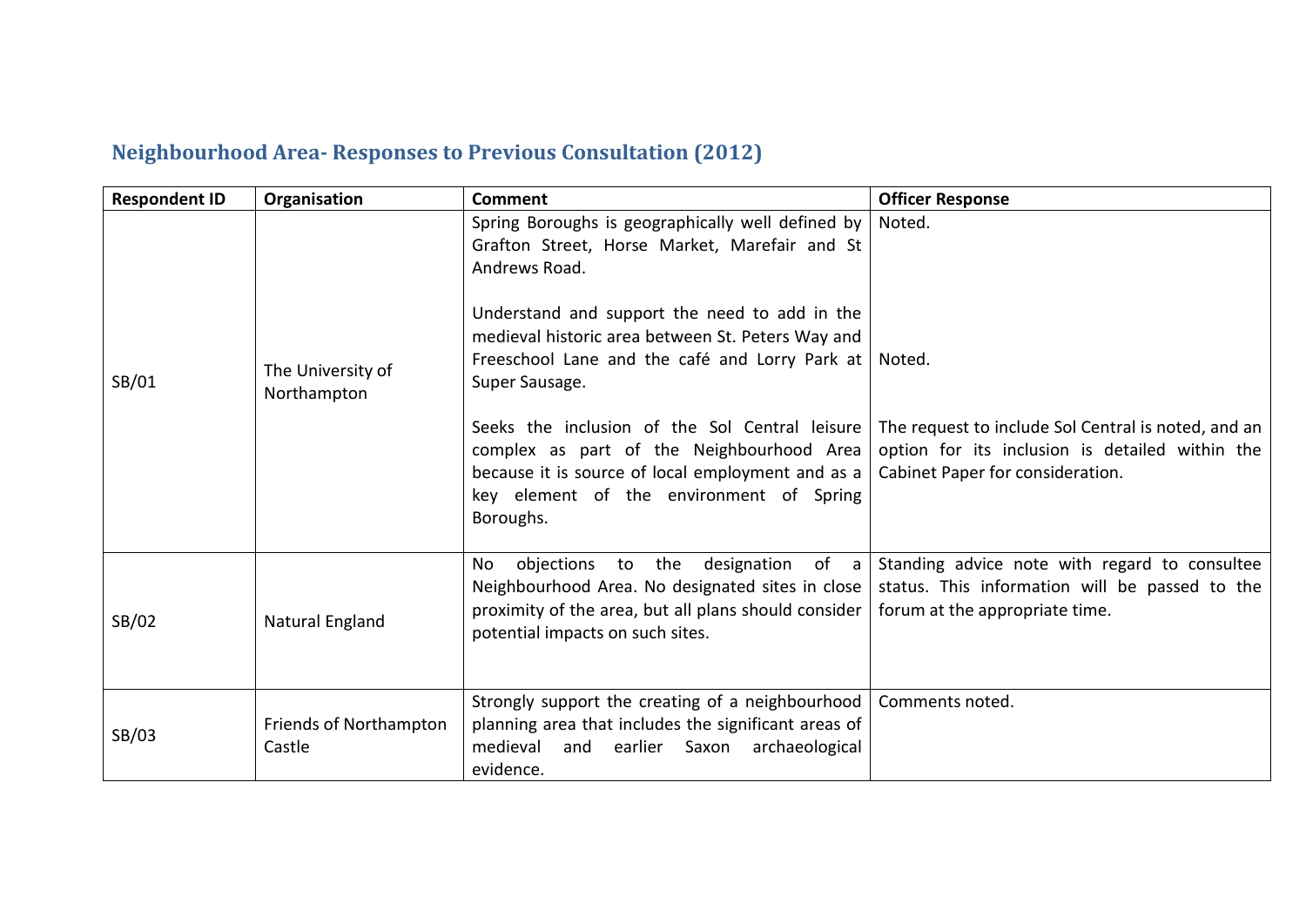## Neighbourhood Area- Responses to Previous Consultation (2012)

| Respondent ID | Organisation | Comment | Officer Response |
|---|---|---|---|
| SB/01 | The University of Northampton | Spring Boroughs is geographically well defined by Grafton Street, Horse Market, Marefair and St Andrews Road.<br><br>Understand and support the need to add in the medieval historic area between St. Peters Way and Freeschool Lane and the café and Lorry Park at Super Sausage.<br><br>Seeks the inclusion of the Sol Central leisure complex as part of the Neighbourhood Area because it is source of local employment and as a key element of the environment of Spring Boroughs. | Noted.<br><br>Noted.<br><br>The request to include Sol Central is noted, and an option for its inclusion is detailed within the Cabinet Paper for consideration. |
| SB/02 | Natural England | No objections to the designation of a Neighbourhood Area. No designated sites in close proximity of the area, but all plans should consider potential impacts on such sites. | Standing advice note with regard to consultee status. This information will be passed to the forum at the appropriate time. |
| SB/03 | Friends of Northampton Castle | Strongly support the creating of a neighbourhood planning area that includes the significant areas of medieval and earlier Saxon archaeological evidence. | Comments noted. |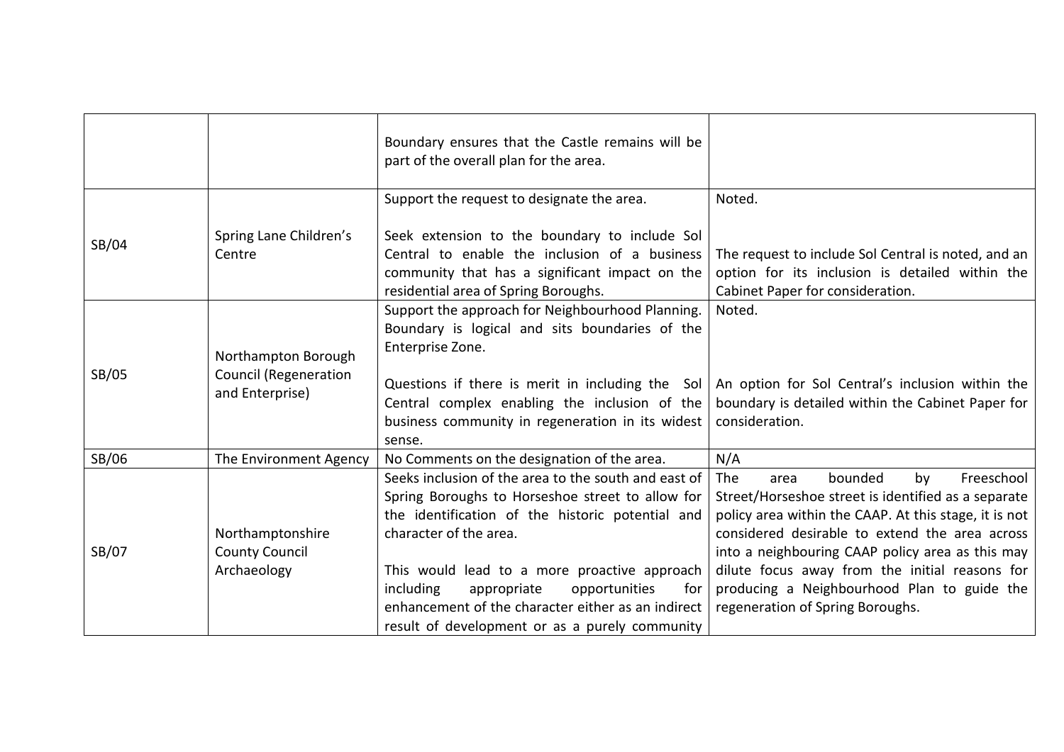| | | | |
|---|---|---|---|
| | | Boundary ensures that the Castle remains will be part of the overall plan for the area. | |
| SB/04 | Spring Lane Children's Centre | Support the request to designate the area.<br><br>Seek extension to the boundary to include Sol Central to enable the inclusion of a business community that has a significant impact on the residential area of Spring Boroughs. | Noted.<br><br>The request to include Sol Central is noted, and an option for its inclusion is detailed within the Cabinet Paper for consideration. |
| SB/05 | Northampton Borough Council (Regeneration and Enterprise) | Support the approach for Neighbourhood Planning. Boundary is logical and sits boundaries of the Enterprise Zone.<br><br>Questions if there is merit in including the Sol Central complex enabling the inclusion of the business community in regeneration in its widest sense. | Noted.<br><br>An option for Sol Central's inclusion within the boundary is detailed within the Cabinet Paper for consideration. |
| SB/06 | The Environment Agency | No Comments on the designation of the area. | N/A |
| SB/07 | Northamptonshire County Council Archaeology | Seeks inclusion of the area to the south and east of Spring Boroughs to Horseshoe street to allow for the identification of the historic potential and character of the area.<br><br>This would lead to a more proactive approach including appropriate opportunities for enhancement of the character either as an indirect result of development or as a purely community | The area bounded by Freeschool Street/Horseshoe street is identified as a separate policy area within the CAAP. At this stage, it is not considered desirable to extend the area across into a neighbouring CAAP policy area as this may dilute focus away from the initial reasons for producing a Neighbourhood Plan to guide the regeneration of Spring Boroughs. |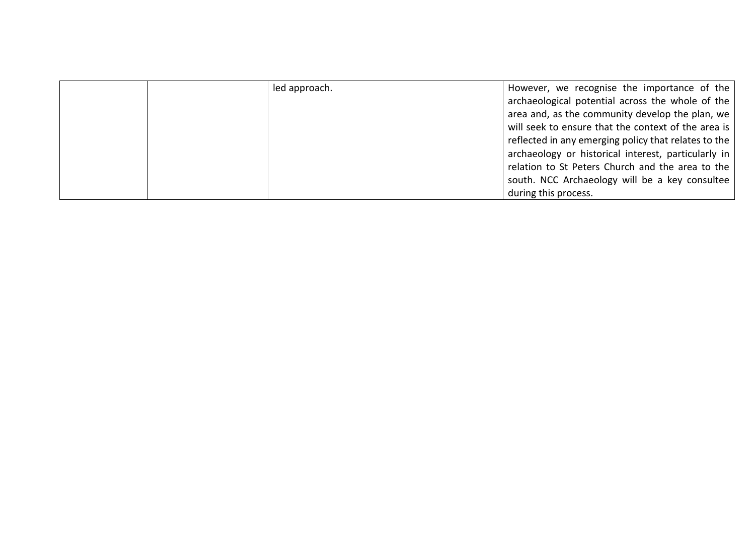| | | | |
|---|---|---|---|
| | | led approach. | However, we recognise the importance of the archaeological potential across the whole of the area and, as the community develop the plan, we will seek to ensure that the context of the area is reflected in any emerging policy that relates to the archaeology or historical interest, particularly in relation to St Peters Church and the area to the south. NCC Archaeology will be a key consultee during this process. |